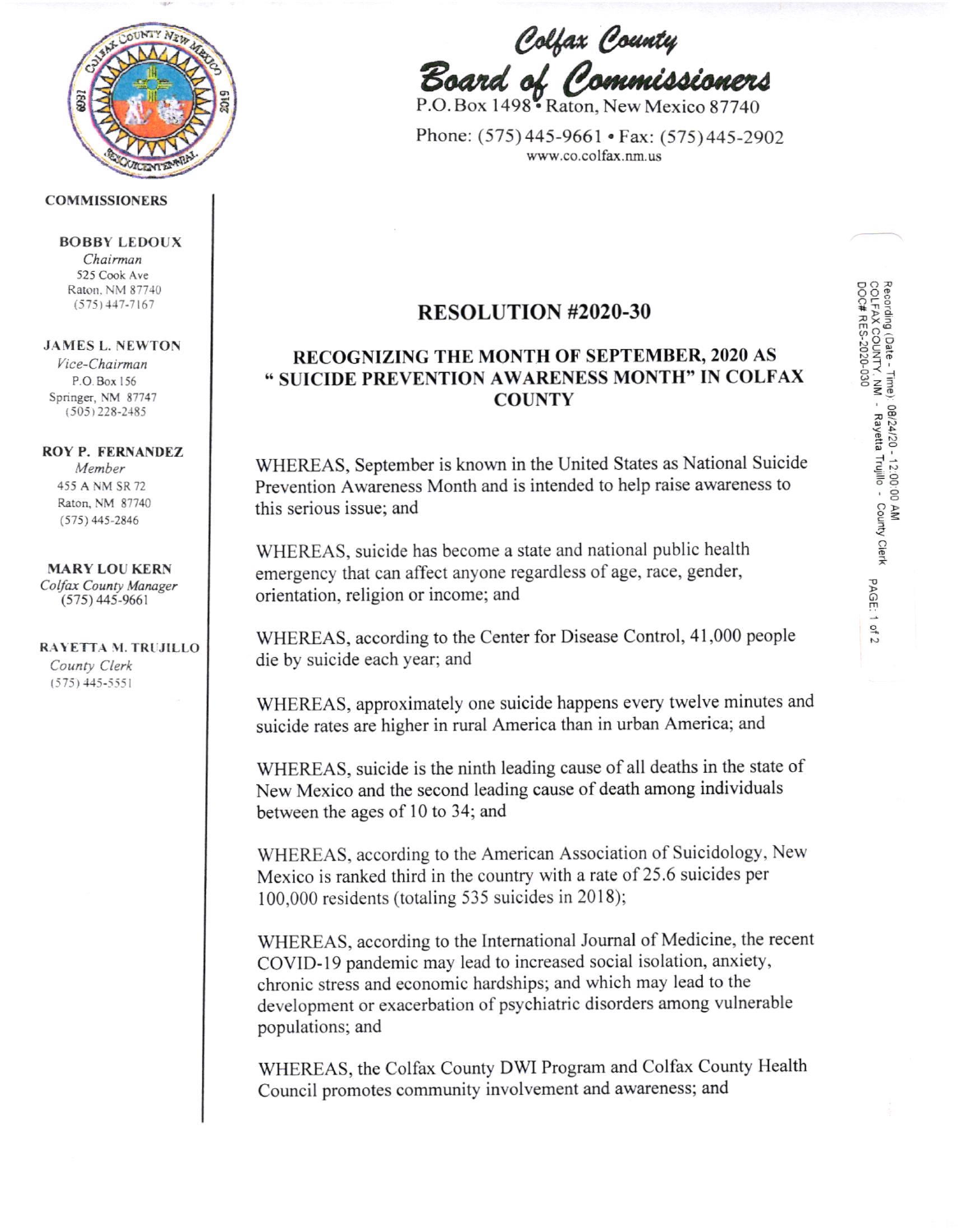# Colfax County Board of Commissioners

P.O. Box 1498 • Raton, New Mexico 87740

Phone: (575) 445-9661 • Fax: (575) 445-2902

www.co.colfax.nm.us

**COMMISSIONERS**

**BOBBY LEDOUX**
*Chairman*
525 Cook Ave
Raton, NM 87740
(575) 447-7167

**JAMES L. NEWTON**
*Vice-Chairman*
P.O. Box 156
Springer, NM 87747
(505) 228-2485

**ROY P. FERNANDEZ**
*Member*
455 A NM SR 72
Raton, NM 87740
(575) 445-2846

**MARY LOU KERN**
*Colfax County Manager*
(575) 445-9661

**RAYETTA M. TRUJILLO**
*County Clerk*
(575) 445-5551

Recording (Date - Time): 08/24/20 - 12:00:00 AM
COLFAX COUNTY, NM - Rayetta Trujillo - County Clerk
DOC# RES-2020-030 PAGE: 1 of 2

## RESOLUTION #2020-30

### RECOGNIZING THE MONTH OF SEPTEMBER, 2020 AS " SUICIDE PREVENTION AWARENESS MONTH" IN COLFAX COUNTY

WHEREAS, September is known in the United States as National Suicide Prevention Awareness Month and is intended to help raise awareness to this serious issue; and

WHEREAS, suicide has become a state and national public health emergency that can affect anyone regardless of age, race, gender, orientation, religion or income; and

WHEREAS, according to the Center for Disease Control, 41,000 people die by suicide each year; and

WHEREAS, approximately one suicide happens every twelve minutes and suicide rates are higher in rural America than in urban America; and

WHEREAS, suicide is the ninth leading cause of all deaths in the state of New Mexico and the second leading cause of death among individuals between the ages of 10 to 34; and

WHEREAS, according to the American Association of Suicidology, New Mexico is ranked third in the country with a rate of 25.6 suicides per 100,000 residents (totaling 535 suicides in 2018);

WHEREAS, according to the International Journal of Medicine, the recent COVID-19 pandemic may lead to increased social isolation, anxiety, chronic stress and economic hardships; and which may lead to the development or exacerbation of psychiatric disorders among vulnerable populations; and

WHEREAS, the Colfax County DWI Program and Colfax County Health Council promotes community involvement and awareness; and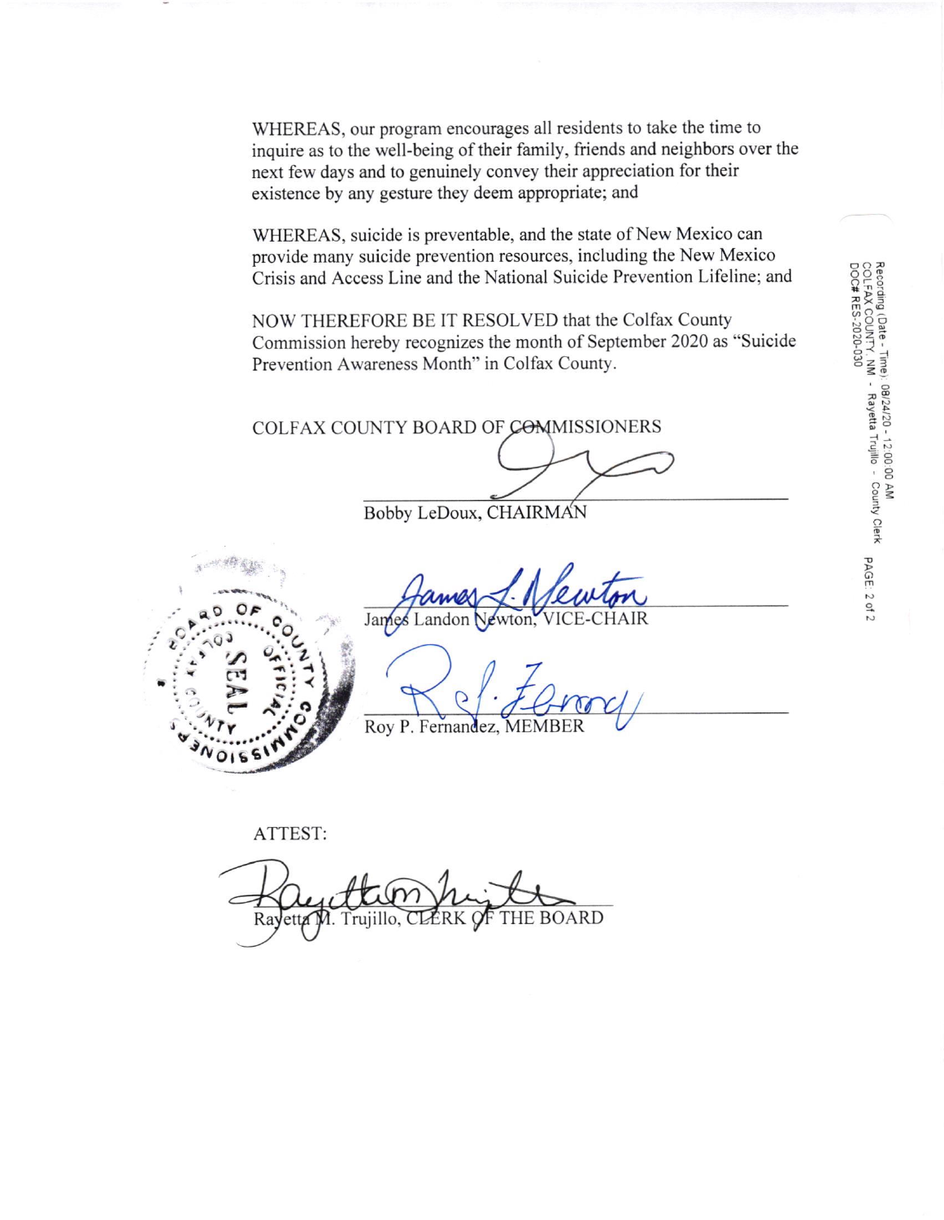WHEREAS, our program encourages all residents to take the time to inquire as to the well-being of their family, friends and neighbors over the next few days and to genuinely convey their appreciation for their existence by any gesture they deem appropriate; and

WHEREAS, suicide is preventable, and the state of New Mexico can provide many suicide prevention resources, including the New Mexico Crisis and Access Line and the National Suicide Prevention Lifeline; and

NOW THEREFORE BE IT RESOLVED that the Colfax County Commission hereby recognizes the month of September 2020 as "Suicide Prevention Awareness Month" in Colfax County.

COLFAX COUNTY BOARD OF COMMISSIONERS

Bobby LeDoux, CHAIRMAN

James Landon Newton, VICE-CHAIR

Roy P. Fernandez, MEMBER

ATTEST:

Rayetta M. Trujillo, CLERK OF THE BOARD

Recording (Date - Time): 08/24/20 - 12:00:00 AM
COLFAX COUNTY, NM - Rayetta Trujillo - County Clerk
DOC# RES-2020-030